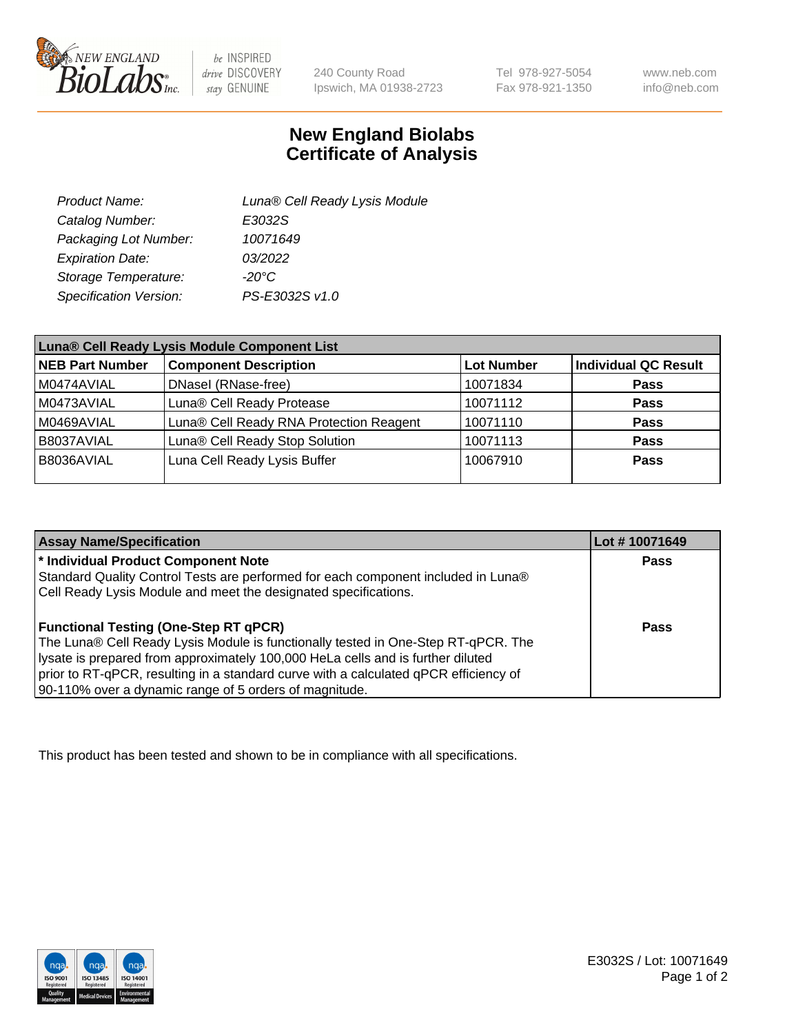# New England Biolabs
# Certificate of Analysis

| | |
|---|---|
| *Product Name:* | *Luna® Cell Ready Lysis Module* |
| *Catalog Number:* | *E3032S* |
| *Packaging Lot Number:* | *10071649* |
| *Expiration Date:* | *03/2022* |
| *Storage Temperature:* | *-20°C* |
| *Specification Version:* | *PS-E3032S v1.0* |

| Luna® Cell Ready Lysis Module Component List | | | |
|---|---|---|---|
| **NEB Part Number** | **Component Description** | **Lot Number** | **Individual QC Result** |
| M0474AVIAL | DNaseI (RNase-free) | 10071834 | **Pass** |
| M0473AVIAL | Luna® Cell Ready Protease | 10071112 | **Pass** |
| M0469AVIAL | Luna® Cell Ready RNA Protection Reagent | 10071110 | **Pass** |
| B8037AVIAL | Luna® Cell Ready Stop Solution | 10071113 | **Pass** |
| B8036AVIAL | Luna Cell Ready Lysis Buffer | 10067910 | **Pass** |

| Assay Name/Specification | Lot # 10071649 |
|---|---|
| **\* Individual Product Component Note**<br>Standard Quality Control Tests are performed for each component included in Luna® Cell Ready Lysis Module and meet the designated specifications. | **Pass** |
| **Functional Testing (One-Step RT qPCR)**<br>The Luna® Cell Ready Lysis Module is functionally tested in One-Step RT-qPCR. The lysate is prepared from approximately 100,000 HeLa cells and is further diluted prior to RT-qPCR, resulting in a standard curve with a calculated qPCR efficiency of 90-110% over a dynamic range of 5 orders of magnitude. | **Pass** |

This product has been tested and shown to be in compliance with all specifications.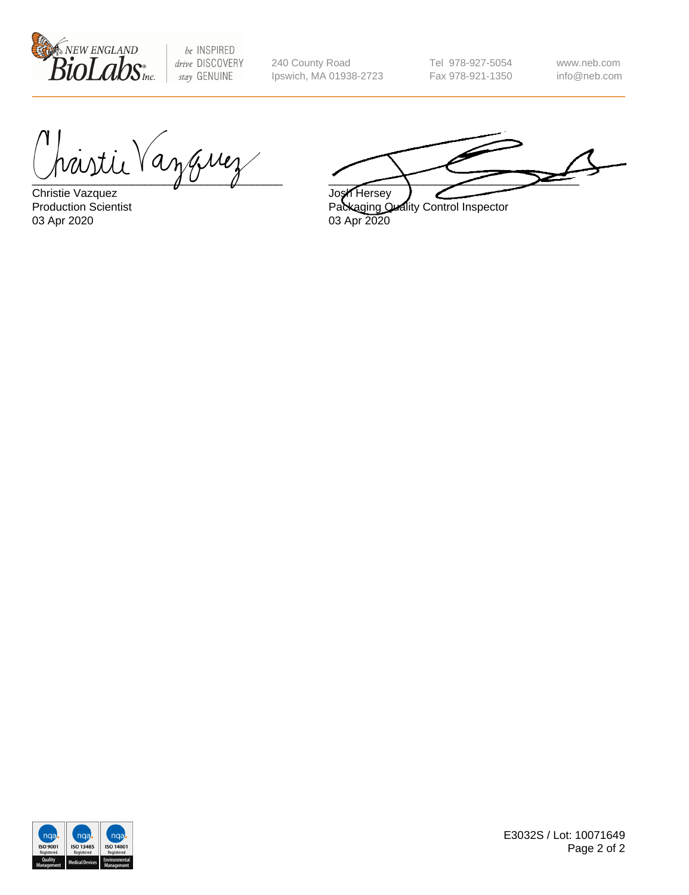Christie Vazquez
Production Scientist
03 Apr 2020

Josh Hersey
Packaging Quality Control Inspector
03 Apr 2020

E3032S / Lot: 10071649